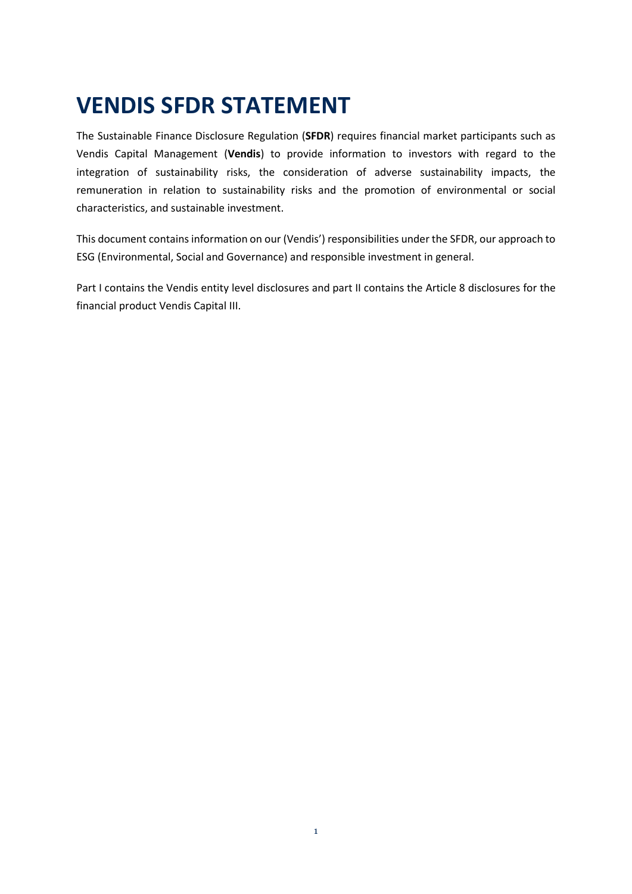# VENDIS SFDR STATEMENT

The Sustainable Finance Disclosure Regulation (**SFDR**) requires financial market participants such as Vendis Capital Management (**Vendis**) to provide information to investors with regard to the integration of sustainability risks, the consideration of adverse sustainability impacts, the remuneration in relation to sustainability risks and the promotion of environmental or social characteristics, and sustainable investment.

This document contains information on our (Vendis') responsibilities under the SFDR, our approach to ESG (Environmental, Social and Governance) and responsible investment in general.

Part I contains the Vendis entity level disclosures and part II contains the Article 8 disclosures for the financial product Vendis Capital III.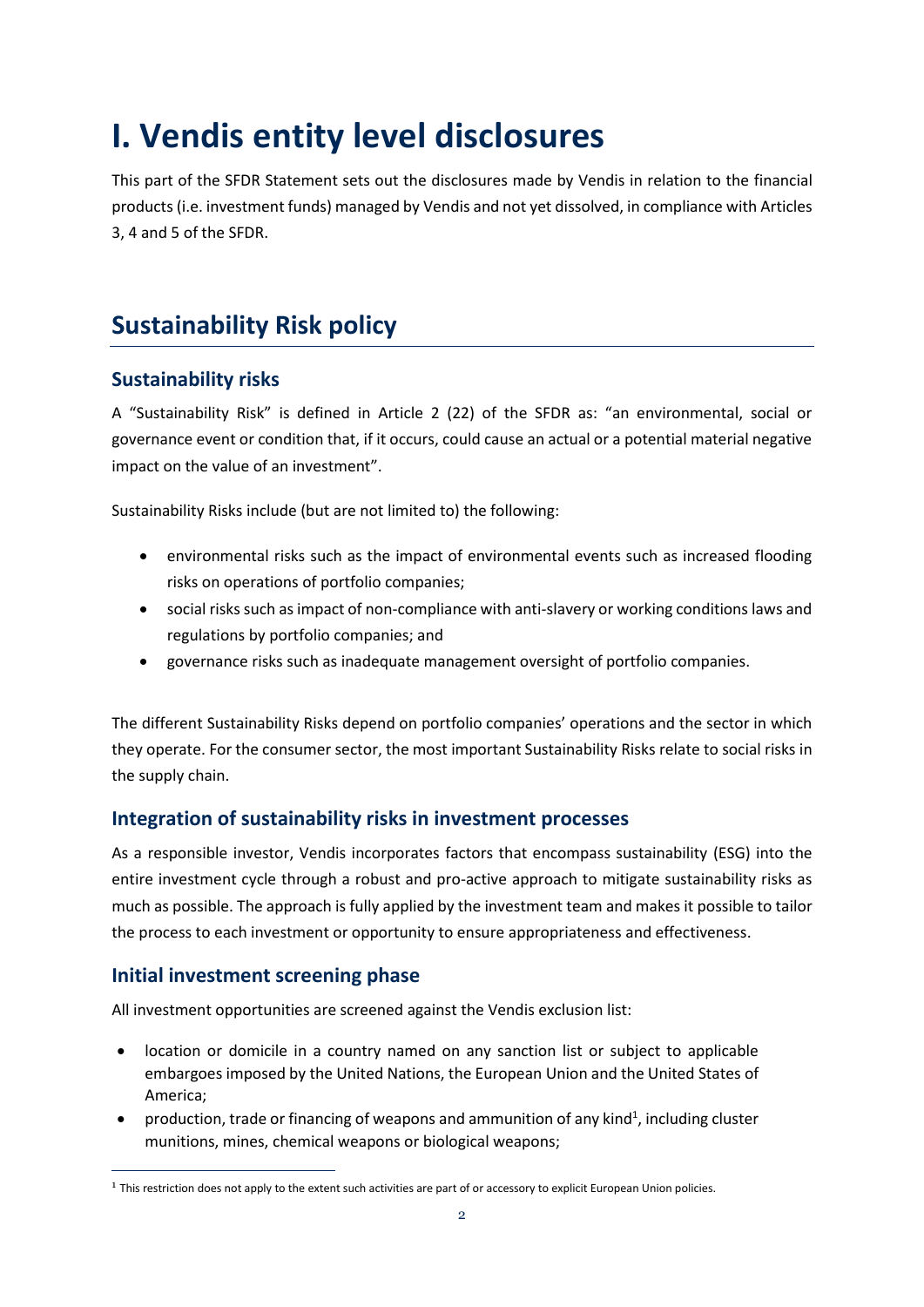# I. Vendis entity level disclosures

This part of the SFDR Statement sets out the disclosures made by Vendis in relation to the financial products (i.e. investment funds) managed by Vendis and not yet dissolved, in compliance with Articles 3, 4 and 5 of the SFDR.

## Sustainability Risk policy

### Sustainability risks

A "Sustainability Risk" is defined in Article 2 (22) of the SFDR as: "an environmental, social or governance event or condition that, if it occurs, could cause an actual or a potential material negative impact on the value of an investment".

Sustainability Risks include (but are not limited to) the following:

- environmental risks such as the impact of environmental events such as increased flooding risks on operations of portfolio companies;
- social risks such as impact of non-compliance with anti-slavery or working conditions laws and regulations by portfolio companies; and
- governance risks such as inadequate management oversight of portfolio companies.

The different Sustainability Risks depend on portfolio companies' operations and the sector in which they operate. For the consumer sector, the most important Sustainability Risks relate to social risks in the supply chain.

### Integration of sustainability risks in investment processes

As a responsible investor, Vendis incorporates factors that encompass sustainability (ESG) into the entire investment cycle through a robust and pro-active approach to mitigate sustainability risks as much as possible. The approach is fully applied by the investment team and makes it possible to tailor the process to each investment or opportunity to ensure appropriateness and effectiveness.

### Initial investment screening phase

All investment opportunities are screened against the Vendis exclusion list:

- location or domicile in a country named on any sanction list or subject to applicable embargoes imposed by the United Nations, the European Union and the United States of America;
- production, trade or financing of weapons and ammunition of any kind[1], including cluster munitions, mines, chemical weapons or biological weapons;

[1] This restriction does not apply to the extent such activities are part of or accessory to explicit European Union policies.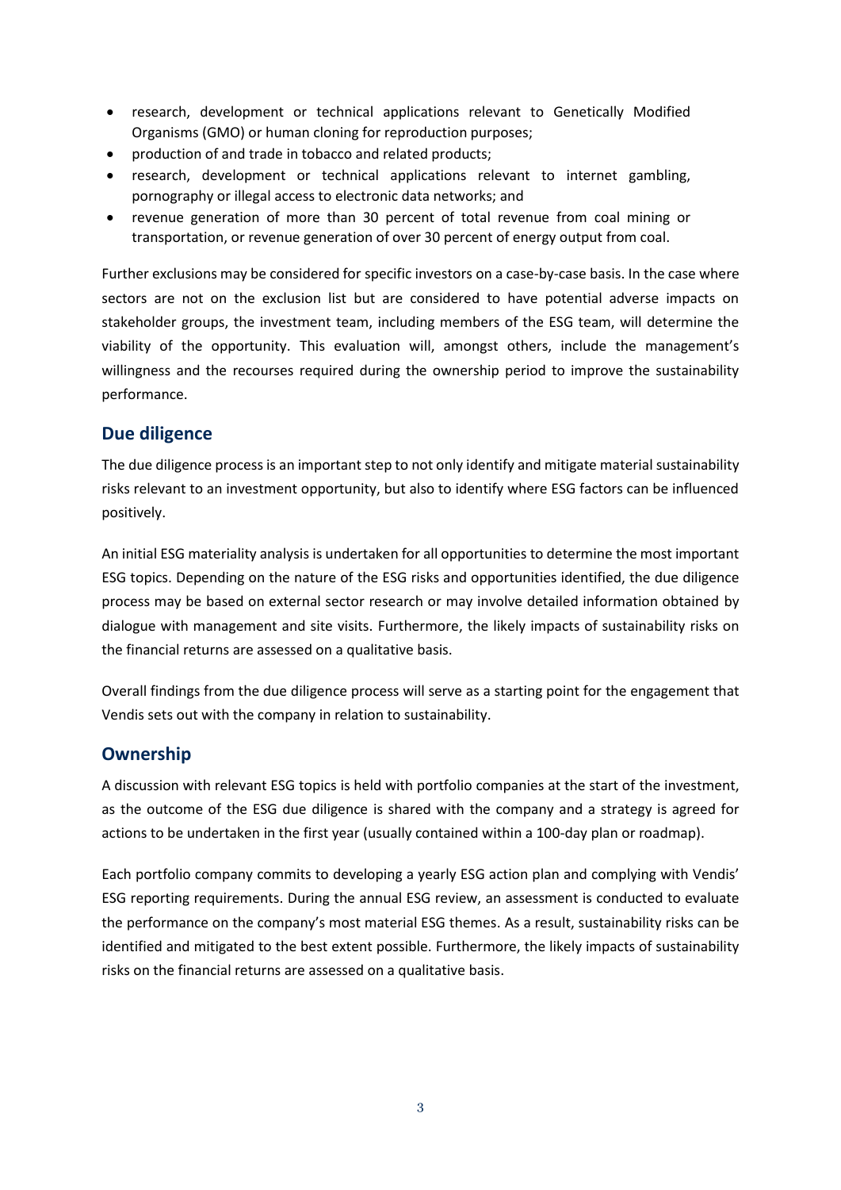- research, development or technical applications relevant to Genetically Modified Organisms (GMO) or human cloning for reproduction purposes;
- production of and trade in tobacco and related products;
- research, development or technical applications relevant to internet gambling, pornography or illegal access to electronic data networks; and
- revenue generation of more than 30 percent of total revenue from coal mining or transportation, or revenue generation of over 30 percent of energy output from coal.

Further exclusions may be considered for specific investors on a case-by-case basis. In the case where sectors are not on the exclusion list but are considered to have potential adverse impacts on stakeholder groups, the investment team, including members of the ESG team, will determine the viability of the opportunity. This evaluation will, amongst others, include the management's willingness and the recourses required during the ownership period to improve the sustainability performance.

## Due diligence

The due diligence process is an important step to not only identify and mitigate material sustainability risks relevant to an investment opportunity, but also to identify where ESG factors can be influenced positively.

An initial ESG materiality analysis is undertaken for all opportunities to determine the most important ESG topics. Depending on the nature of the ESG risks and opportunities identified, the due diligence process may be based on external sector research or may involve detailed information obtained by dialogue with management and site visits. Furthermore, the likely impacts of sustainability risks on the financial returns are assessed on a qualitative basis.

Overall findings from the due diligence process will serve as a starting point for the engagement that Vendis sets out with the company in relation to sustainability.

## Ownership

A discussion with relevant ESG topics is held with portfolio companies at the start of the investment, as the outcome of the ESG due diligence is shared with the company and a strategy is agreed for actions to be undertaken in the first year (usually contained within a 100-day plan or roadmap).

Each portfolio company commits to developing a yearly ESG action plan and complying with Vendis' ESG reporting requirements. During the annual ESG review, an assessment is conducted to evaluate the performance on the company's most material ESG themes. As a result, sustainability risks can be identified and mitigated to the best extent possible. Furthermore, the likely impacts of sustainability risks on the financial returns are assessed on a qualitative basis.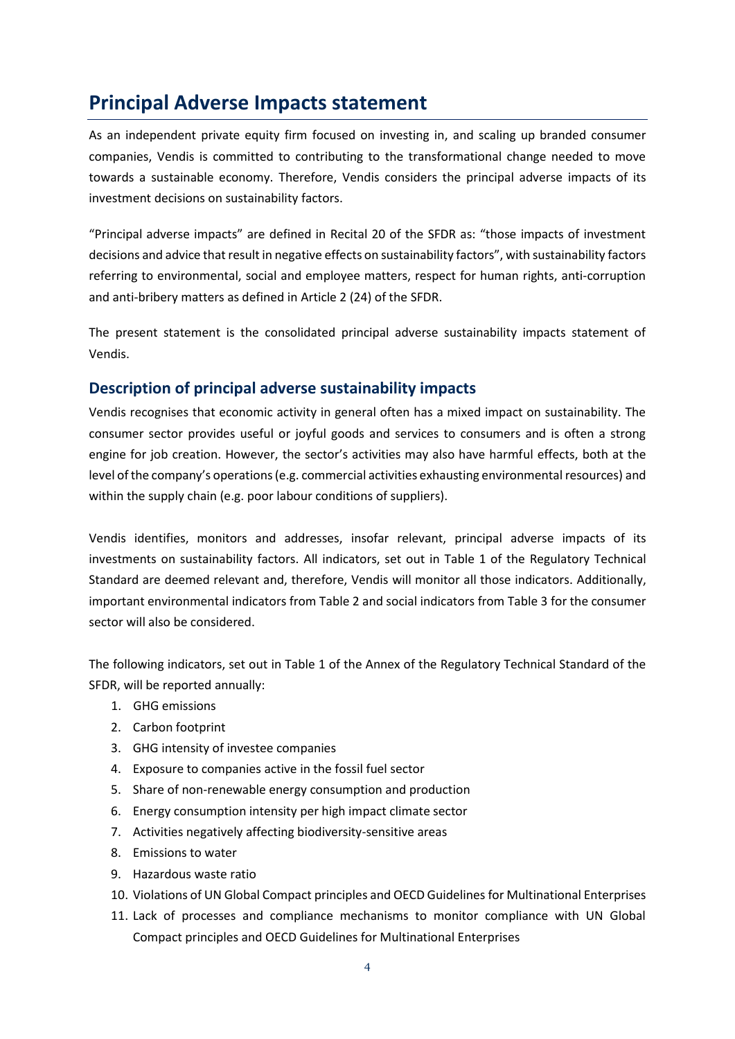# Principal Adverse Impacts statement

As an independent private equity firm focused on investing in, and scaling up branded consumer companies, Vendis is committed to contributing to the transformational change needed to move towards a sustainable economy. Therefore, Vendis considers the principal adverse impacts of its investment decisions on sustainability factors.

"Principal adverse impacts" are defined in Recital 20 of the SFDR as: "those impacts of investment decisions and advice that result in negative effects on sustainability factors", with sustainability factors referring to environmental, social and employee matters, respect for human rights, anti-corruption and anti-bribery matters as defined in Article 2 (24) of the SFDR.

The present statement is the consolidated principal adverse sustainability impacts statement of Vendis.

## Description of principal adverse sustainability impacts

Vendis recognises that economic activity in general often has a mixed impact on sustainability. The consumer sector provides useful or joyful goods and services to consumers and is often a strong engine for job creation. However, the sector's activities may also have harmful effects, both at the level of the company's operations (e.g. commercial activities exhausting environmental resources) and within the supply chain (e.g. poor labour conditions of suppliers).

Vendis identifies, monitors and addresses, insofar relevant, principal adverse impacts of its investments on sustainability factors. All indicators, set out in Table 1 of the Regulatory Technical Standard are deemed relevant and, therefore, Vendis will monitor all those indicators. Additionally, important environmental indicators from Table 2 and social indicators from Table 3 for the consumer sector will also be considered.

The following indicators, set out in Table 1 of the Annex of the Regulatory Technical Standard of the SFDR, will be reported annually:

1. GHG emissions
2. Carbon footprint
3. GHG intensity of investee companies
4. Exposure to companies active in the fossil fuel sector
5. Share of non-renewable energy consumption and production
6. Energy consumption intensity per high impact climate sector
7. Activities negatively affecting biodiversity-sensitive areas
8. Emissions to water
9. Hazardous waste ratio
10. Violations of UN Global Compact principles and OECD Guidelines for Multinational Enterprises
11. Lack of processes and compliance mechanisms to monitor compliance with UN Global Compact principles and OECD Guidelines for Multinational Enterprises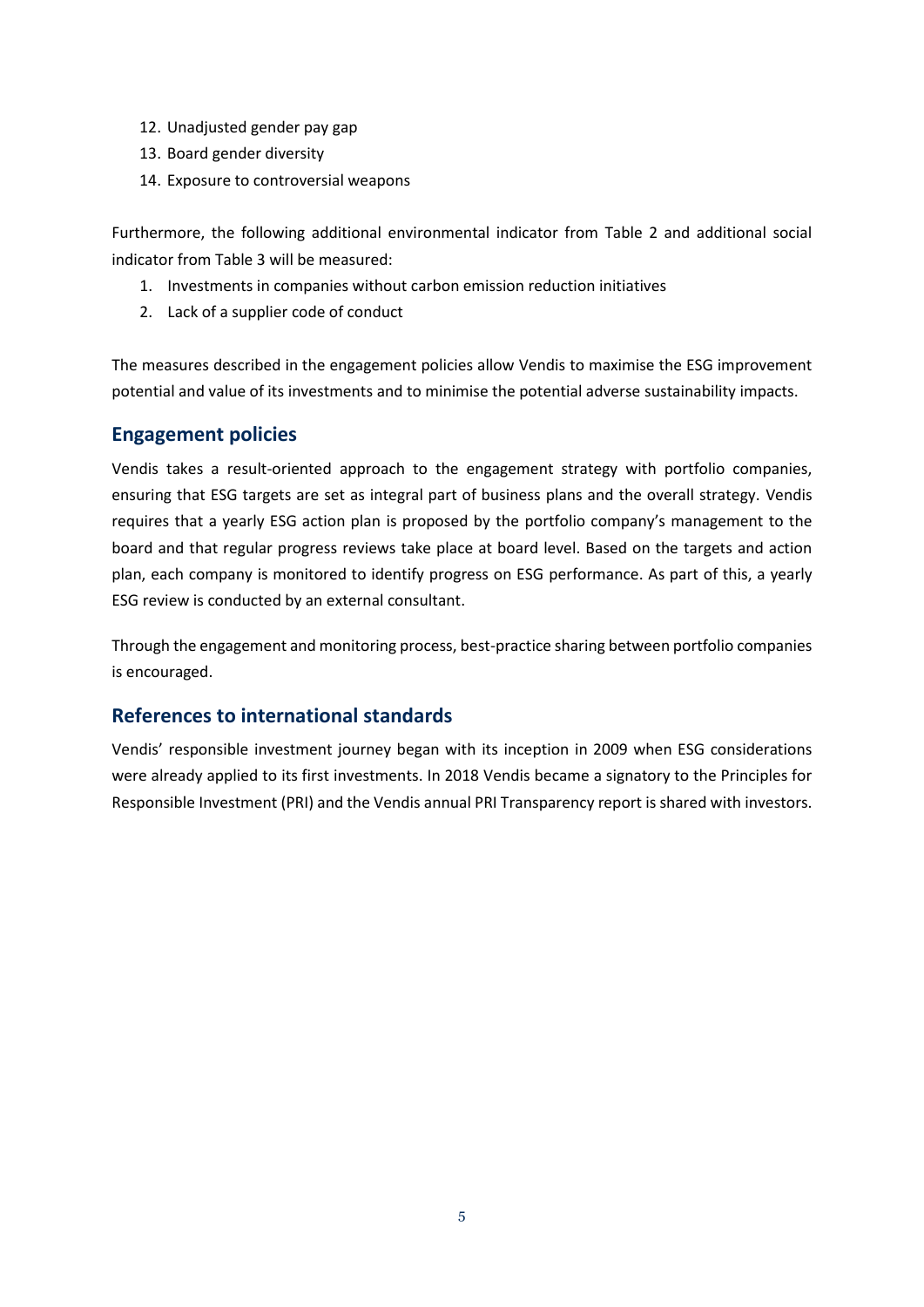12. Unadjusted gender pay gap
13. Board gender diversity
14. Exposure to controversial weapons

Furthermore, the following additional environmental indicator from Table 2 and additional social indicator from Table 3 will be measured:

1. Investments in companies without carbon emission reduction initiatives
2. Lack of a supplier code of conduct

The measures described in the engagement policies allow Vendis to maximise the ESG improvement potential and value of its investments and to minimise the potential adverse sustainability impacts.

## Engagement policies

Vendis takes a result-oriented approach to the engagement strategy with portfolio companies, ensuring that ESG targets are set as integral part of business plans and the overall strategy. Vendis requires that a yearly ESG action plan is proposed by the portfolio company's management to the board and that regular progress reviews take place at board level. Based on the targets and action plan, each company is monitored to identify progress on ESG performance. As part of this, a yearly ESG review is conducted by an external consultant.

Through the engagement and monitoring process, best-practice sharing between portfolio companies is encouraged.

## References to international standards

Vendis' responsible investment journey began with its inception in 2009 when ESG considerations were already applied to its first investments. In 2018 Vendis became a signatory to the Principles for Responsible Investment (PRI) and the Vendis annual PRI Transparency report is shared with investors.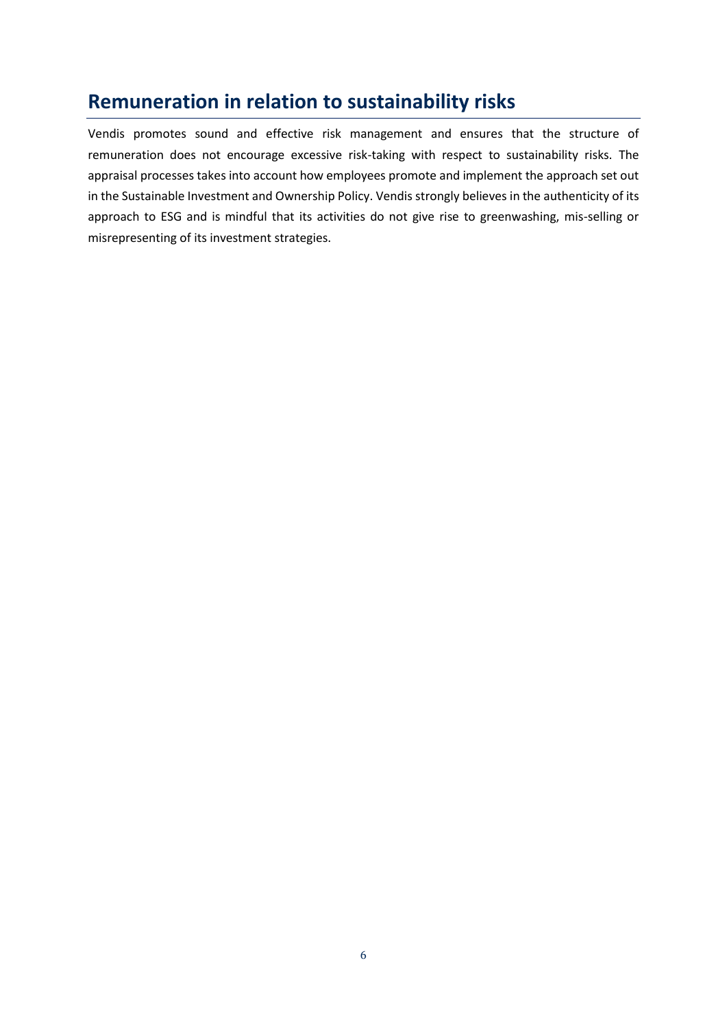## Remuneration in relation to sustainability risks

Vendis promotes sound and effective risk management and ensures that the structure of remuneration does not encourage excessive risk-taking with respect to sustainability risks. The appraisal processes takes into account how employees promote and implement the approach set out in the Sustainable Investment and Ownership Policy. Vendis strongly believes in the authenticity of its approach to ESG and is mindful that its activities do not give rise to greenwashing, mis-selling or misrepresenting of its investment strategies.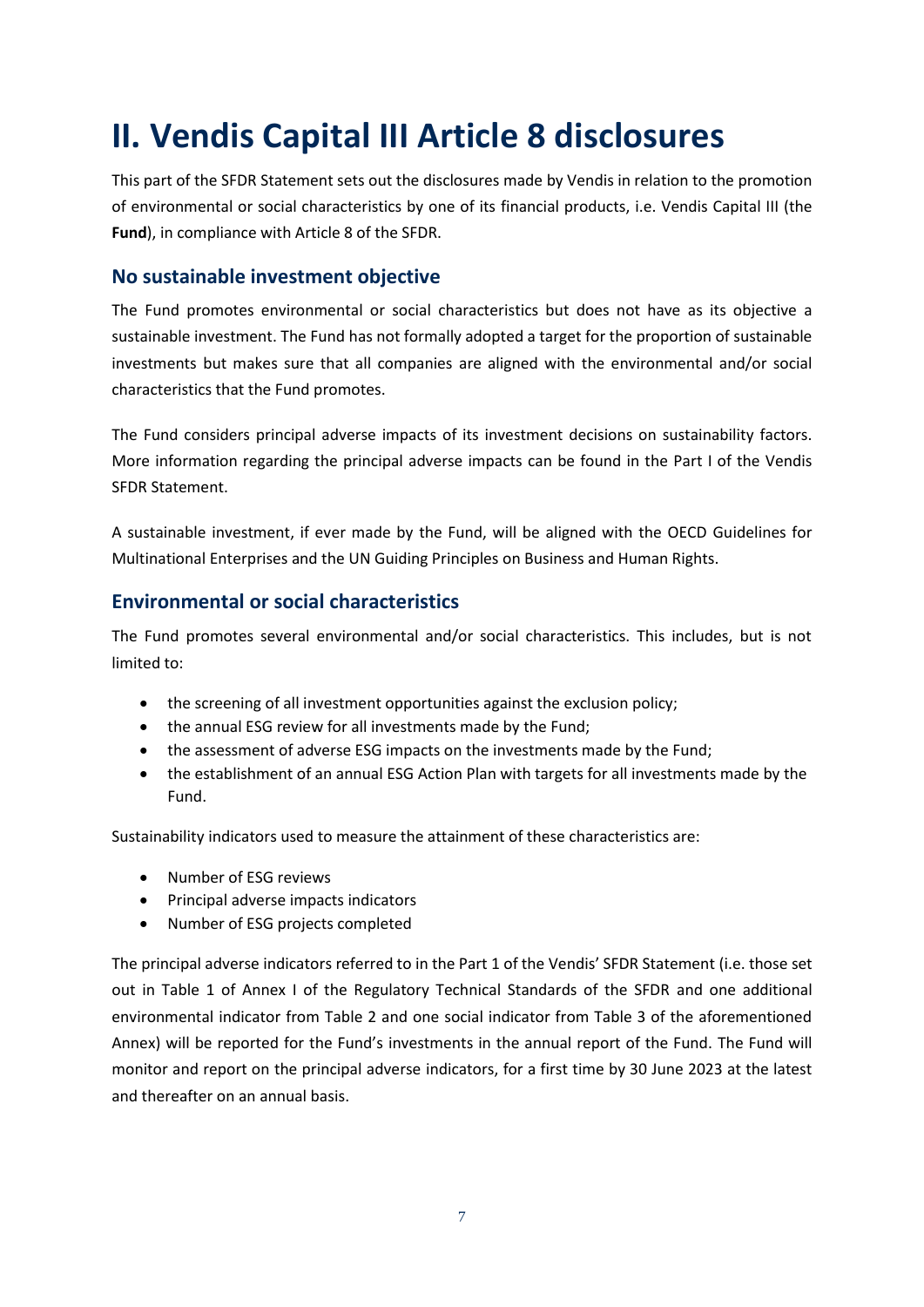# II. Vendis Capital III Article 8 disclosures

This part of the SFDR Statement sets out the disclosures made by Vendis in relation to the promotion of environmental or social characteristics by one of its financial products, i.e. Vendis Capital III (the **Fund**), in compliance with Article 8 of the SFDR.

## No sustainable investment objective

The Fund promotes environmental or social characteristics but does not have as its objective a sustainable investment. The Fund has not formally adopted a target for the proportion of sustainable investments but makes sure that all companies are aligned with the environmental and/or social characteristics that the Fund promotes.

The Fund considers principal adverse impacts of its investment decisions on sustainability factors. More information regarding the principal adverse impacts can be found in the Part I of the Vendis SFDR Statement.

A sustainable investment, if ever made by the Fund, will be aligned with the OECD Guidelines for Multinational Enterprises and the UN Guiding Principles on Business and Human Rights.

## Environmental or social characteristics

The Fund promotes several environmental and/or social characteristics. This includes, but is not limited to:

- the screening of all investment opportunities against the exclusion policy;
- the annual ESG review for all investments made by the Fund;
- the assessment of adverse ESG impacts on the investments made by the Fund;
- the establishment of an annual ESG Action Plan with targets for all investments made by the Fund.

Sustainability indicators used to measure the attainment of these characteristics are:

- Number of ESG reviews
- Principal adverse impacts indicators
- Number of ESG projects completed

The principal adverse indicators referred to in the Part 1 of the Vendis' SFDR Statement (i.e. those set out in Table 1 of Annex I of the Regulatory Technical Standards of the SFDR and one additional environmental indicator from Table 2 and one social indicator from Table 3 of the aforementioned Annex) will be reported for the Fund's investments in the annual report of the Fund. The Fund will monitor and report on the principal adverse indicators, for a first time by 30 June 2023 at the latest and thereafter on an annual basis.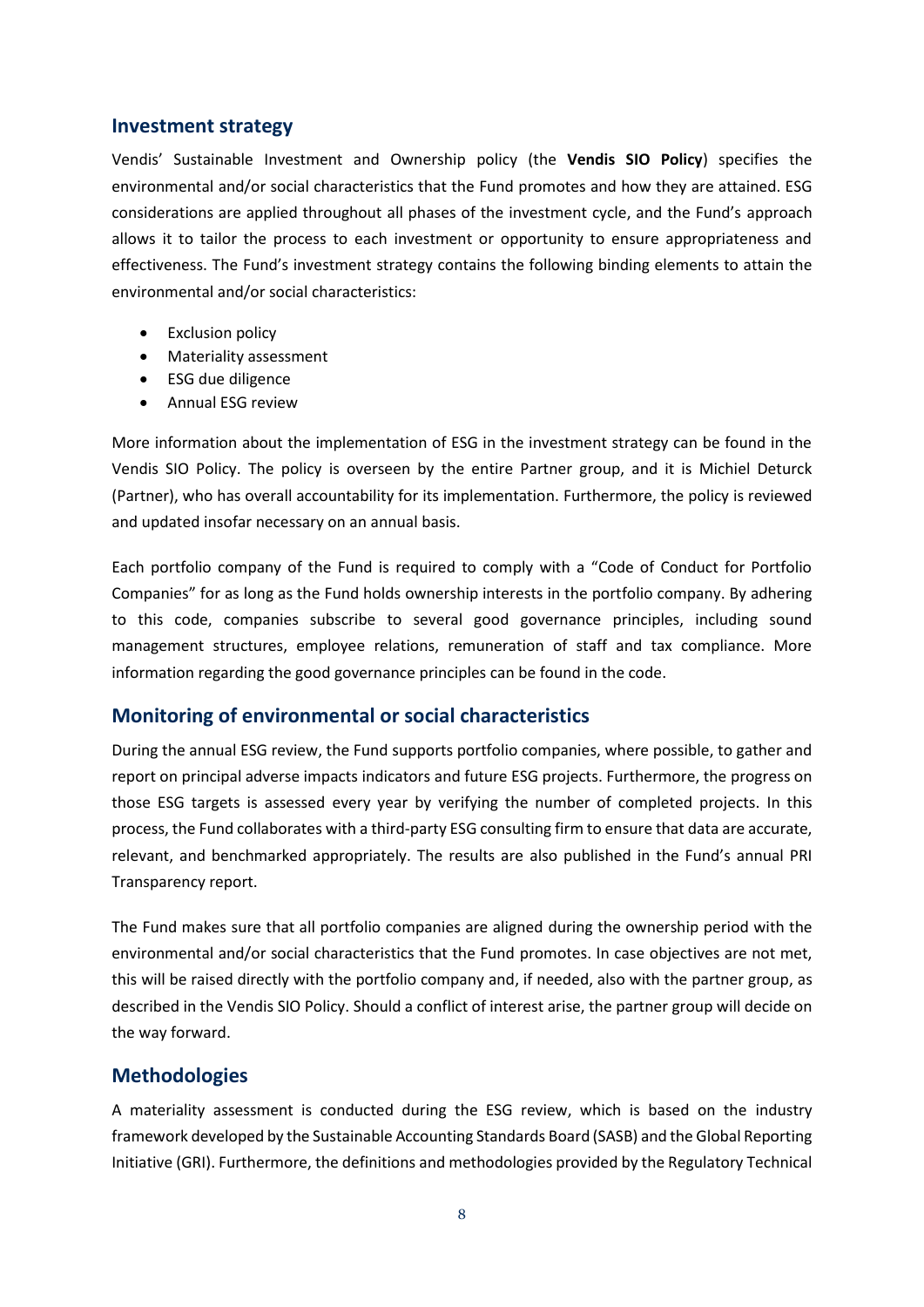## Investment strategy

Vendis' Sustainable Investment and Ownership policy (the **Vendis SIO Policy**) specifies the environmental and/or social characteristics that the Fund promotes and how they are attained. ESG considerations are applied throughout all phases of the investment cycle, and the Fund's approach allows it to tailor the process to each investment or opportunity to ensure appropriateness and effectiveness. The Fund's investment strategy contains the following binding elements to attain the environmental and/or social characteristics:

- Exclusion policy
- Materiality assessment
- ESG due diligence
- Annual ESG review

More information about the implementation of ESG in the investment strategy can be found in the Vendis SIO Policy. The policy is overseen by the entire Partner group, and it is Michiel Deturck (Partner), who has overall accountability for its implementation. Furthermore, the policy is reviewed and updated insofar necessary on an annual basis.

Each portfolio company of the Fund is required to comply with a "Code of Conduct for Portfolio Companies" for as long as the Fund holds ownership interests in the portfolio company. By adhering to this code, companies subscribe to several good governance principles, including sound management structures, employee relations, remuneration of staff and tax compliance. More information regarding the good governance principles can be found in the code.

## Monitoring of environmental or social characteristics

During the annual ESG review, the Fund supports portfolio companies, where possible, to gather and report on principal adverse impacts indicators and future ESG projects. Furthermore, the progress on those ESG targets is assessed every year by verifying the number of completed projects. In this process, the Fund collaborates with a third-party ESG consulting firm to ensure that data are accurate, relevant, and benchmarked appropriately. The results are also published in the Fund's annual PRI Transparency report.

The Fund makes sure that all portfolio companies are aligned during the ownership period with the environmental and/or social characteristics that the Fund promotes. In case objectives are not met, this will be raised directly with the portfolio company and, if needed, also with the partner group, as described in the Vendis SIO Policy. Should a conflict of interest arise, the partner group will decide on the way forward.

## Methodologies

A materiality assessment is conducted during the ESG review, which is based on the industry framework developed by the Sustainable Accounting Standards Board (SASB) and the Global Reporting Initiative (GRI). Furthermore, the definitions and methodologies provided by the Regulatory Technical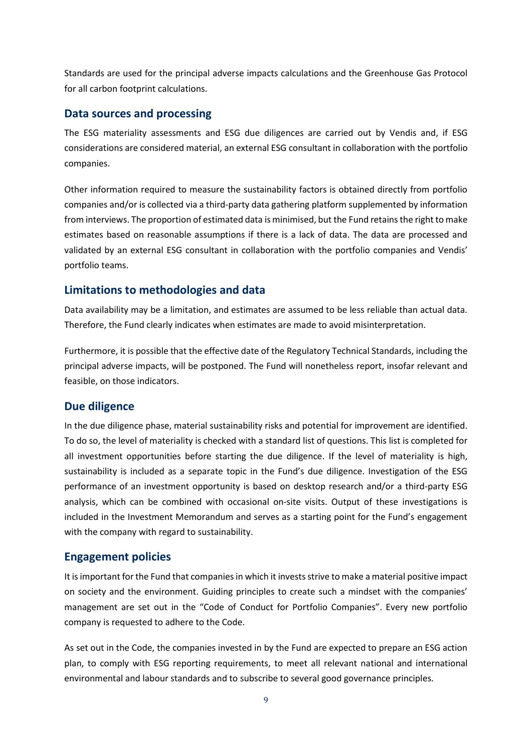Standards are used for the principal adverse impacts calculations and the Greenhouse Gas Protocol for all carbon footprint calculations.

## Data sources and processing

The ESG materiality assessments and ESG due diligences are carried out by Vendis and, if ESG considerations are considered material, an external ESG consultant in collaboration with the portfolio companies.

Other information required to measure the sustainability factors is obtained directly from portfolio companies and/or is collected via a third-party data gathering platform supplemented by information from interviews. The proportion of estimated data is minimised, but the Fund retains the right to make estimates based on reasonable assumptions if there is a lack of data. The data are processed and validated by an external ESG consultant in collaboration with the portfolio companies and Vendis' portfolio teams.

## Limitations to methodologies and data

Data availability may be a limitation, and estimates are assumed to be less reliable than actual data. Therefore, the Fund clearly indicates when estimates are made to avoid misinterpretation.

Furthermore, it is possible that the effective date of the Regulatory Technical Standards, including the principal adverse impacts, will be postponed. The Fund will nonetheless report, insofar relevant and feasible, on those indicators.

## Due diligence

In the due diligence phase, material sustainability risks and potential for improvement are identified. To do so, the level of materiality is checked with a standard list of questions. This list is completed for all investment opportunities before starting the due diligence. If the level of materiality is high, sustainability is included as a separate topic in the Fund's due diligence. Investigation of the ESG performance of an investment opportunity is based on desktop research and/or a third-party ESG analysis, which can be combined with occasional on-site visits. Output of these investigations is included in the Investment Memorandum and serves as a starting point for the Fund's engagement with the company with regard to sustainability.

## Engagement policies

It is important for the Fund that companies in which it invests strive to make a material positive impact on society and the environment. Guiding principles to create such a mindset with the companies' management are set out in the "Code of Conduct for Portfolio Companies". Every new portfolio company is requested to adhere to the Code.

As set out in the Code, the companies invested in by the Fund are expected to prepare an ESG action plan, to comply with ESG reporting requirements, to meet all relevant national and international environmental and labour standards and to subscribe to several good governance principles.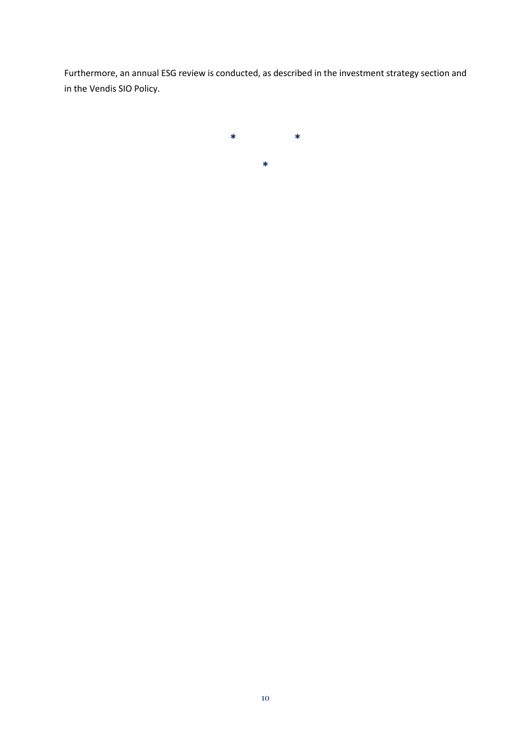Furthermore, an annual ESG review is conducted, as described in the investment strategy section and in the Vendis SIO Policy.

\*　　　　\*

\*

Furthermore, an annual ESG review is conducted, as described in the investment strategy section and in the Vendis SIO Policy.

*　　　　*

*